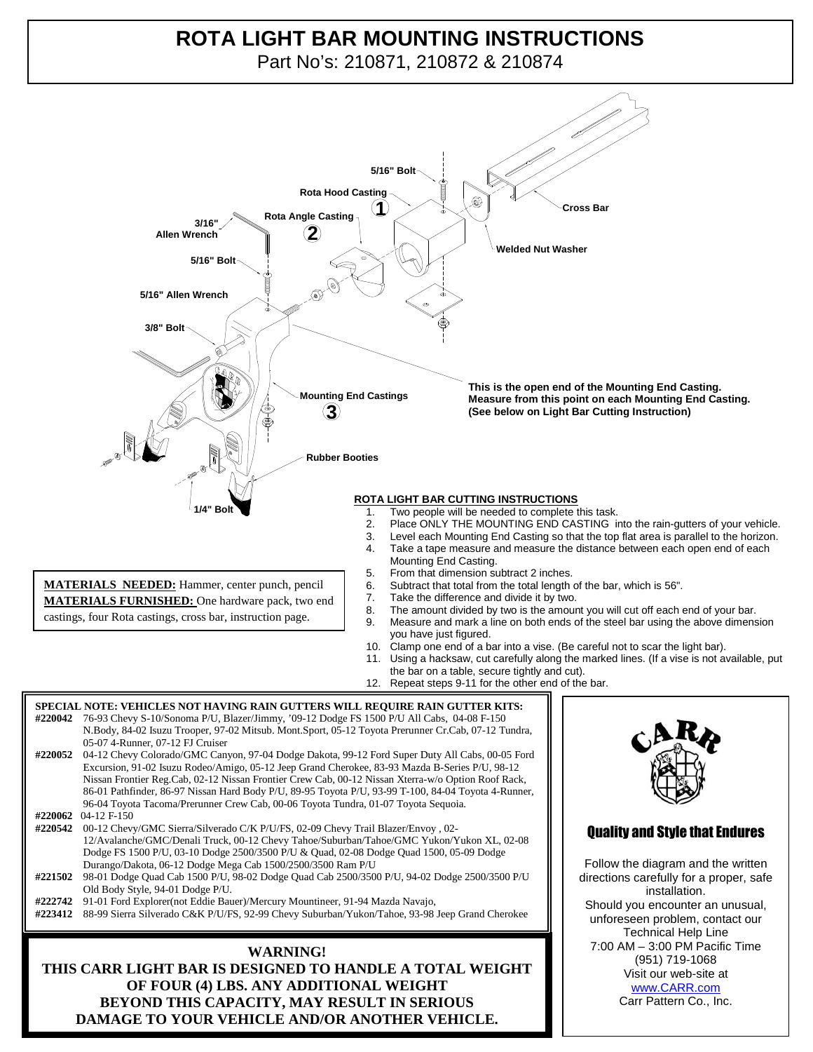# ROTA LIGHT BAR MOUNTING INSTRUCTIONS

Part No's: 210871, 210872 & 210874

5/16" Bolt

Rota Hood Casting 1

Cross Bar

Rota Angle Casting 2

3/16" Allen Wrench

Welded Nut Washer

5/16" Bolt

5/16" Allen Wrench

3/8" Bolt

Mounting End Castings 3

**This is the open end of the Mounting End Casting. Measure from this point on each Mounting End Casting. (See below on Light Bar Cutting Instruction)**

Rubber Booties

1/4" Bolt

**MATERIALS NEEDED:** Hammer, center punch, pencil
**MATERIALS FURNISHED:** One hardware pack, two end castings, four Rota castings, cross bar, instruction page.

## ROTA LIGHT BAR CUTTING INSTRUCTIONS

1. Two people will be needed to complete this task.
2. Place ONLY THE MOUNTING END CASTING into the rain-gutters of your vehicle.
3. Level each Mounting End Casting so that the top flat area is parallel to the horizon.
4. Take a tape measure and measure the distance between each open end of each Mounting End Casting.
5. From that dimension subtract 2 inches.
6. Subtract that total from the total length of the bar, which is 56".
7. Take the difference and divide it by two.
8. The amount divided by two is the amount you will cut off each end of your bar.
9. Measure and mark a line on both ends of the steel bar using the above dimension you have just figured.
10. Clamp one end of a bar into a vise. (Be careful not to scar the light bar).
11. Using a hacksaw, cut carefully along the marked lines. (If a vise is not available, put the bar on a table, secure tightly and cut).
12. Repeat steps 9-11 for the other end of the bar.

**SPECIAL NOTE: VEHICLES NOT HAVING RAIN GUTTERS WILL REQUIRE RAIN GUTTER KITS:**

**#220042** 76-93 Chevy S-10/Sonoma P/U, Blazer/Jimmy, '09-12 Dodge FS 1500 P/U All Cabs, 04-08 F-150 N.Body, 84-02 Isuzu Trooper, 97-02 Mitsub. Mont.Sport, 05-12 Toyota Prerunner Cr.Cab, 07-12 Tundra, 05-07 4-Runner, 07-12 FJ Cruiser

**#220052** 04-12 Chevy Colorado/GMC Canyon, 97-04 Dodge Dakota, 99-12 Ford Super Duty All Cabs, 00-05 Ford Excursion, 91-02 Isuzu Rodeo/Amigo, 05-12 Jeep Grand Cherokee, 83-93 Mazda B-Series P/U, 98-12 Nissan Frontier Reg.Cab, 02-12 Nissan Frontier Crew Cab, 00-12 Nissan Xterra-w/o Option Roof Rack, 86-01 Pathfinder, 86-97 Nissan Hard Body P/U, 89-95 Toyota P/U, 93-99 T-100, 84-04 Toyota 4-Runner, 96-04 Toyota Tacoma/Prerunner Crew Cab, 00-06 Toyota Tundra, 01-07 Toyota Sequoia.

**#220062** 04-12 F-150

**#220542** 00-12 Chevy/GMC Sierra/Silverado C/K P/U/FS, 02-09 Chevy Trail Blazer/Envoy , 02-12/Avalanche/GMC/Denali Truck, 00-12 Chevy Tahoe/Suburban/Tahoe/GMC Yukon/Yukon XL, 02-08 Dodge FS 1500 P/U, 03-10 Dodge 2500/3500 P/U & Quad, 02-08 Dodge Quad 1500, 05-09 Dodge Durango/Dakota, 06-12 Dodge Mega Cab 1500/2500/3500 Ram P/U

**#221502** 98-01 Dodge Quad Cab 1500 P/U, 98-02 Dodge Quad Cab 2500/3500 P/U, 94-02 Dodge 2500/3500 P/U Old Body Style, 94-01 Dodge P/U.

**#222742** 91-01 Ford Explorer(not Eddie Bauer)/Mercury Mountineer, 91-94 Mazda Navajo,

**#223412** 88-99 Sierra Silverado C&K P/U/FS, 92-99 Chevy Suburban/Yukon/Tahoe, 93-98 Jeep Grand Cherokee

**WARNING!**
**THIS CARR LIGHT BAR IS DESIGNED TO HANDLE A TOTAL WEIGHT OF FOUR (4) LBS. ANY ADDITIONAL WEIGHT BEYOND THIS CAPACITY, MAY RESULT IN SERIOUS DAMAGE TO YOUR VEHICLE AND/OR ANOTHER VEHICLE.**

CARR

**Quality and Style that Endures**

Follow the diagram and the written directions carefully for a proper, safe installation.
Should you encounter an unusual, unforeseen problem, contact our Technical Help Line
7:00 AM – 3:00 PM Pacific Time
(951) 719-1068
Visit our web-site at
www.CARR.com
Carr Pattern Co., Inc.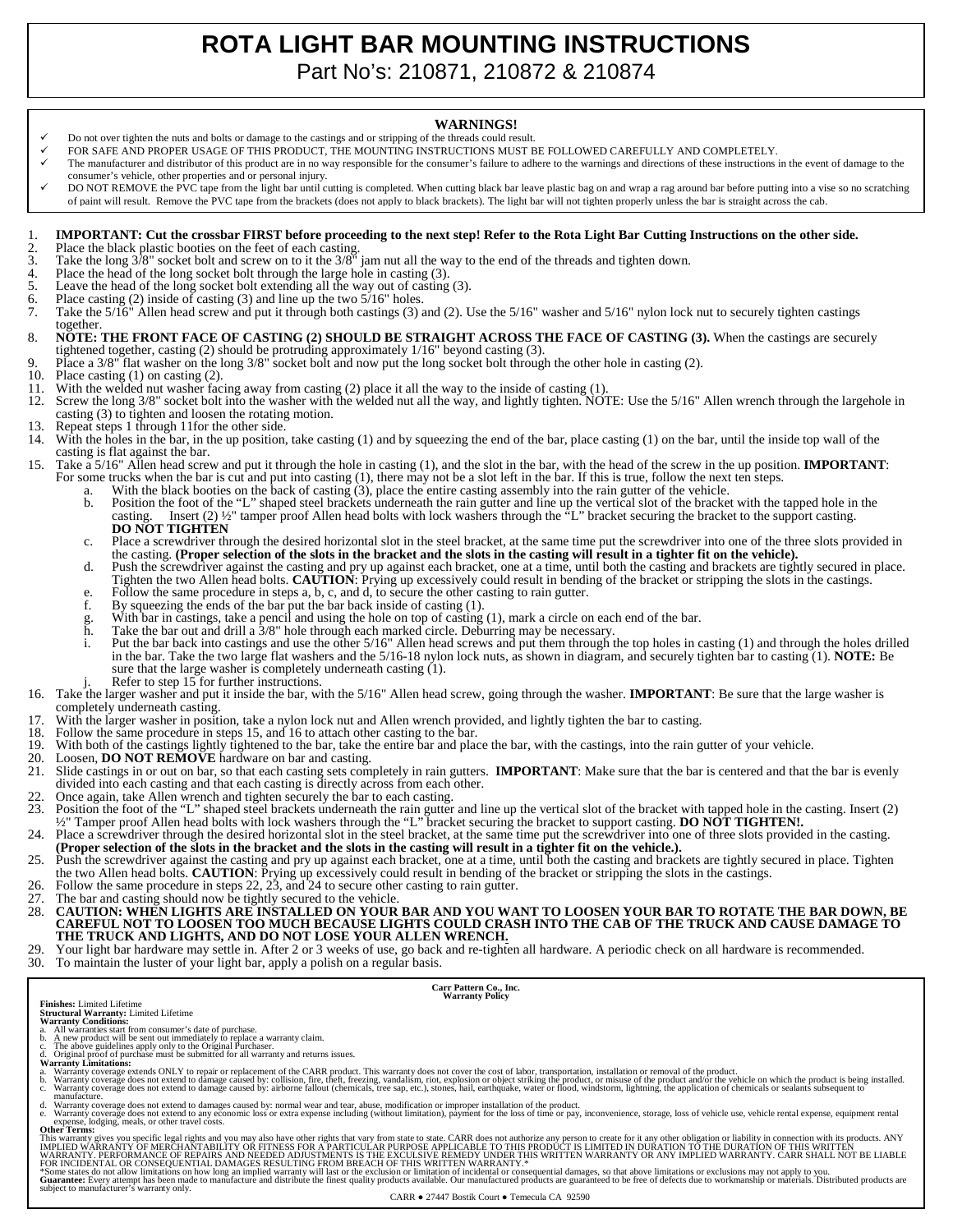# ROTA LIGHT BAR MOUNTING INSTRUCTIONS

Part No's: 210871, 210872 & 210874

**WARNINGS!**

- ✓ Do not over tighten the nuts and bolts or damage to the castings and or stripping of the threads could result.
- ✓ FOR SAFE AND PROPER USAGE OF THIS PRODUCT, THE MOUNTING INSTRUCTIONS MUST BE FOLLOWED CAREFULLY AND COMPLETELY.
- ✓ The manufacturer and distributor of this product are in no way responsible for the consumer's failure to adhere to the warnings and directions of these instructions in the event of damage to the consumer's vehicle, other properties and or personal injury.
- ✓ DO NOT REMOVE the PVC tape from the light bar until cutting is completed. When cutting black bar leave plastic bag on and wrap a rag around bar before putting into a vise so no scratching of paint will result. Remove the PVC tape from the brackets (does not apply to black brackets). The light bar will not tighten properly unless the bar is straight across the cab.

1. **IMPORTANT: Cut the crossbar FIRST before proceeding to the next step! Refer to the Rota Light Bar Cutting Instructions on the other side.**
2. Place the black plastic booties on the feet of each casting.
3. Take the long 3/8" socket bolt and screw on to it the 3/8" jam nut all the way to the end of the threads and tighten down.
4. Place the head of the long socket bolt through the large hole in casting (3).
5. Leave the head of the long socket bolt extending all the way out of casting (3).
6. Place casting (2) inside of casting (3) and line up the two 5/16" holes.
7. Take the 5/16" Allen head screw and put it through both castings (3) and (2). Use the 5/16" washer and 5/16" nylon lock nut to securely tighten castings together.
8. **NOTE: THE FRONT FACE OF CASTING (2) SHOULD BE STRAIGHT ACROSS THE FACE OF CASTING (3).** When the castings are securely tightened together, casting (2) should be protruding approximately 1/16" beyond casting (3).
9. Place a 3/8" flat washer on the long 3/8" socket bolt and now put the long socket bolt through the other hole in casting (2).
10. Place casting (1) on casting (2).
11. With the welded nut washer facing away from casting (2) place it all the way to the inside of casting (1).
12. Screw the long 3/8" socket bolt into the washer with the welded nut all the way, and lightly tighten. NOTE: Use the 5/16" Allen wrench through the largehole in casting (3) to tighten and loosen the rotating motion.
13. Repeat steps 1 through 11for the other side.
14. With the holes in the bar, in the up position, take casting (1) and by squeezing the end of the bar, place casting (1) on the bar, until the inside top wall of the casting is flat against the bar.
15. Take a 5/16" Allen head screw and put it through the hole in casting (1), and the slot in the bar, with the head of the screw in the up position. **IMPORTANT**: For some trucks when the bar is cut and put into casting (1), there may not be a slot left in the bar. If this is true, follow the next ten steps.
    a. With the black booties on the back of casting (3), place the entire casting assembly into the rain gutter of the vehicle.
    b. Position the foot of the "L" shaped steel brackets underneath the rain gutter and line up the vertical slot of the bracket with the tapped hole in the casting. Insert (2) ½" tamper proof Allen head bolts with lock washers through the "L" bracket securing the bracket to the support casting. **DO NOT TIGHTEN**
    c. Place a screwdriver through the desired horizontal slot in the steel bracket, at the same time put the screwdriver into one of the three slots provided in the casting. **(Proper selection of the slots in the bracket and the slots in the casting will result in a tighter fit on the vehicle).**
    d. Push the screwdriver against the casting and pry up against each bracket, one at a time, until both the casting and brackets are tightly secured in place. Tighten the two Allen head bolts. **CAUTION**: Prying up excessively could result in bending of the bracket or stripping the slots in the castings.
    e. Follow the same procedure in steps a, b, c, and d, to secure the other casting to rain gutter.
    f. By squeezing the ends of the bar put the bar back inside of casting (1).
    g. With bar in castings, take a pencil and using the hole on top of casting (1), mark a circle on each end of the bar.
    h. Take the bar out and drill a 3/8" hole through each marked circle. Deburring may be necessary.
    i. Put the bar back into castings and use the other 5/16" Allen head screws and put them through the top holes in casting (1) and through the holes drilled in the bar. Take the two large flat washers and the 5/16-18 nylon lock nuts, as shown in diagram, and securely tighten bar to casting (1). **NOTE:** Be sure that the large washer is completely underneath casting (1).
    j. Refer to step 15 for further instructions.
16. Take the larger washer and put it inside the bar, with the 5/16" Allen head screw, going through the washer. **IMPORTANT**: Be sure that the large washer is completely underneath casting.
17. With the larger washer in position, take a nylon lock nut and Allen wrench provided, and lightly tighten the bar to casting.
18. Follow the same procedure in steps 15, and 16 to attach other casting to the bar.
19. With both of the castings lightly tightened to the bar, take the entire bar and place the bar, with the castings, into the rain gutter of your vehicle.
20. Loosen, **DO NOT REMOVE** hardware on bar and casting.
21. Slide castings in or out on bar, so that each casting sets completely in rain gutters. **IMPORTANT**: Make sure that the bar is centered and that the bar is evenly divided into each casting and that each casting is directly across from each other.
22. Once again, take Allen wrench and tighten securely the bar to each casting.
23. Position the foot of the "L" shaped steel brackets underneath the rain gutter and line up the vertical slot of the bracket with tapped hole in the casting. Insert (2) ½" Tamper proof Allen head bolts with lock washers through the "L" bracket securing the bracket to support casting. **DO NOT TIGHTEN!.**
24. Place a screwdriver through the desired horizontal slot in the steel bracket, at the same time put the screwdriver into one of three slots provided in the casting. **(Proper selection of the slots in the bracket and the slots in the casting will result in a tighter fit on the vehicle.).**
25. Push the screwdriver against the casting and pry up against each bracket, one at a time, until both the casting and brackets are tightly secured in place. Tighten the two Allen head bolts. **CAUTION**: Prying up excessively could result in bending of the bracket or stripping the slots in the castings.
26. Follow the same procedure in steps 22, 23, and 24 to secure other casting to rain gutter.
27. The bar and casting should now be tightly secured to the vehicle.
28. **CAUTION: WHEN LIGHTS ARE INSTALLED ON YOUR BAR AND YOU WANT TO LOOSEN YOUR BAR TO ROTATE THE BAR DOWN, BE CAREFUL NOT TO LOOSEN TOO MUCH BECAUSE LIGHTS COULD CRASH INTO THE CAB OF THE TRUCK AND CAUSE DAMAGE TO THE TRUCK AND LIGHTS, AND DO NOT LOSE YOUR ALLEN WRENCH.**
29. Your light bar hardware may settle in. After 2 or 3 weeks of use, go back and re-tighten all hardware. A periodic check on all hardware is recommended.
30. To maintain the luster of your light bar, apply a polish on a regular basis.

**Carr Pattern Co., Inc.**
**Warranty Policy**

**Finishes:** Limited Lifetime
**Structural Warranty:** Limited Lifetime
**Warranty Conditions:**

a. All warranties start from consumer's date of purchase.
b. A new product will be sent out immediately to replace a warranty claim.
c. The above guidelines apply only to the Original Purchaser.
d. Original proof of purchase must be submitted for all warranty and returns issues.

**Warranty Limitations:**

a. Warranty coverage extends ONLY to repair or replacement of the CARR product. This warranty does not cover the cost of labor, transportation, installation or removal of the product.
b. Warranty coverage does not extend to damage caused by: collision, fire, theft, freezing, vandalism, riot, explosion or object striking the product, or misuse of the product and/or the vehicle on which the product is being installed.
c. Warranty coverage does not extend to damage caused by: airborne fallout (chemicals, tree sap, etc.), stones, hail, earthquake, water or flood, windstorm, lightning, the application of chemicals or sealants subsequent to manufacture.
d. Warranty coverage does not extend to damages caused by: normal wear and tear, abuse, modification or improper installation of the product.
e. Warranty coverage does not extend to any economic loss or extra expense including (without limitation), payment for the loss of time or pay, inconvenience, storage, loss of vehicle use, vehicle rental expense, equipment rental expense, lodging, meals, or other travel costs.

**Other Terms:**
This warranty gives you specific legal rights and you may also have other rights that vary from state to state. CARR does not authorize any person to create for it any other obligation or liability in connection with its products. ANY IMPLIED WARRANTY OF MERCHANTABILITY OR FITNESS FOR A PARTICULAR PURPOSE APPLICABLE TO THIS PRODUCT IS LIMITED IN DURATION TO THE DURATION OF THIS WRITTEN WARRANTY. PERFORMANCE OF REPAIRS AND NEEDED ADJUSTMENTS IS THE EXCULSIVE REMEDY UNDER THIS WRITTEN WARRANTY OR ANY IMPLIED WARRANTY. CARR SHALL NOT BE LIABLE FOR INCIDENTAL OR CONSEQUENTIAL DAMAGES RESULTING FROM BREACH OF THIS WRITTEN WARRANTY.*
*Some states do not allow limitations on how long an implied warranty will last or the exclusion or limitation of incidental or consequential damages, so that above limitations or exclusions may not apply to you.
**Guarantee:** Every attempt has been made to manufacture and distribute the finest quality products available. Our manufactured products are guaranteed to be free of defects due to workmanship or materials. Distributed products are subject to manufacturer's warranty only.

CARR ● 27447 Bostik Court ● Temecula CA 92590